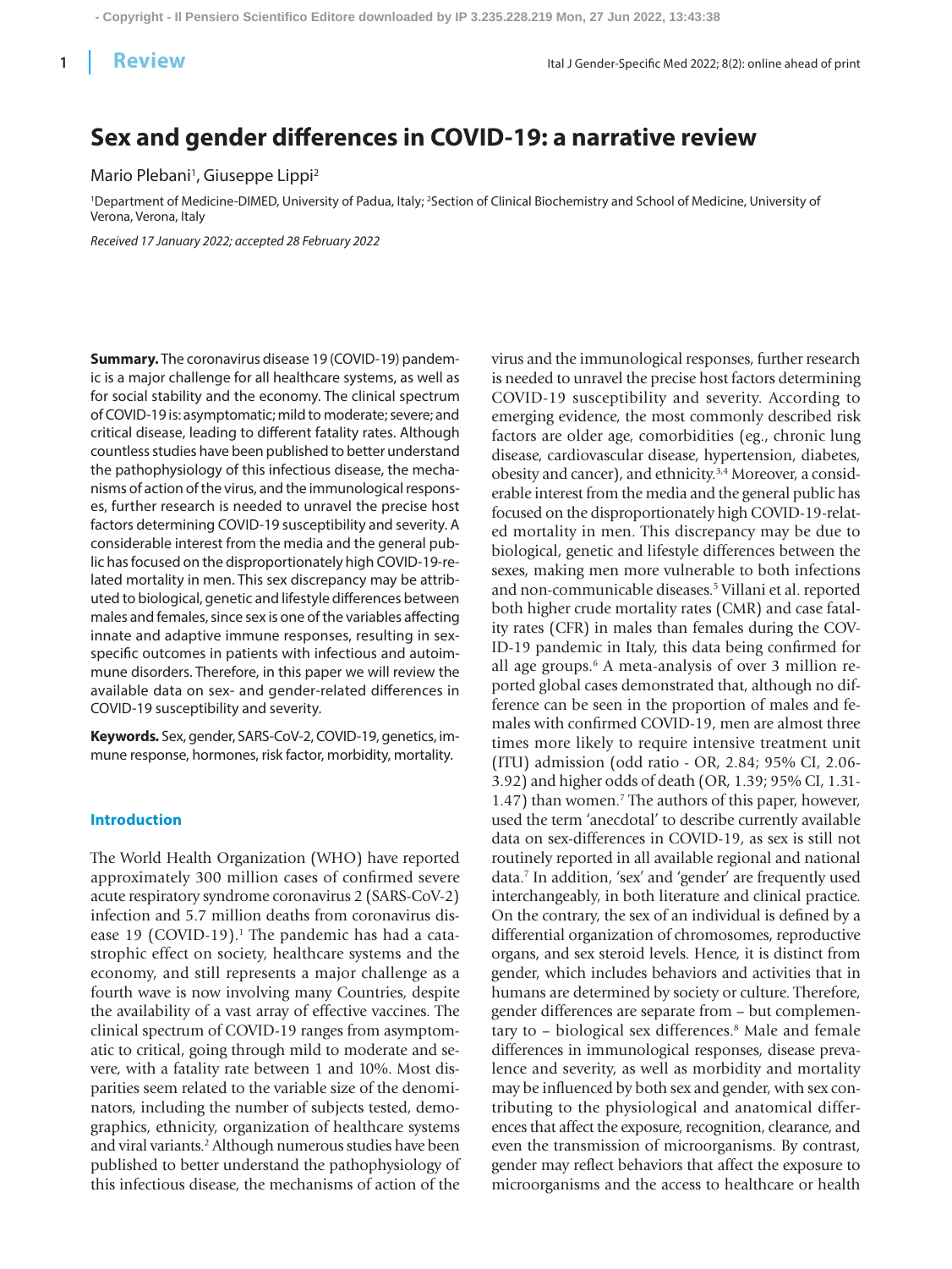Review

# Sex and gender differences in COVID-19: a narrative review

Mario Plebani[1], Giuseppe Lippi[2]

[1]Department of Medicine-DIMED, University of Padua, Italy; [2]Section of Clinical Biochemistry and School of Medicine, University of Verona, Verona, Italy

*Received 17 January 2022; accepted 28 February 2022*

**Summary.** The coronavirus disease 19 (COVID-19) pandemic is a major challenge for all healthcare systems, as well as for social stability and the economy. The clinical spectrum of COVID-19 is: asymptomatic; mild to moderate; severe; and critical disease, leading to different fatality rates. Although countless studies have been published to better understand the pathophysiology of this infectious disease, the mechanisms of action of the virus, and the immunological responses, further research is needed to unravel the precise host factors determining COVID-19 susceptibility and severity. A considerable interest from the media and the general public has focused on the disproportionately high COVID-19-related mortality in men. This sex discrepancy may be attributed to biological, genetic and lifestyle differences between males and females, since sex is one of the variables affecting innate and adaptive immune responses, resulting in sex-specific outcomes in patients with infectious and autoimmune disorders. Therefore, in this paper we will review the available data on sex- and gender-related differences in COVID-19 susceptibility and severity.

**Keywords.** Sex, gender, SARS-CoV-2, COVID-19, genetics, immune response, hormones, risk factor, morbidity, mortality.

## Introduction

The World Health Organization (WHO) have reported approximately 300 million cases of confirmed severe acute respiratory syndrome coronavirus 2 (SARS-CoV-2) infection and 5.7 million deaths from coronavirus disease 19 (COVID-19).[1] The pandemic has had a catastrophic effect on society, healthcare systems and the economy, and still represents a major challenge as a fourth wave is now involving many Countries, despite the availability of a vast array of effective vaccines. The clinical spectrum of COVID-19 ranges from asymptomatic to critical, going through mild to moderate and severe, with a fatality rate between 1 and 10%. Most disparities seem related to the variable size of the denominators, including the number of subjects tested, demographics, ethnicity, organization of healthcare systems and viral variants.[2] Although numerous studies have been published to better understand the pathophysiology of this infectious disease, the mechanisms of action of the virus and the immunological responses, further research is needed to unravel the precise host factors determining COVID-19 susceptibility and severity. According to emerging evidence, the most commonly described risk factors are older age, comorbidities (eg., chronic lung disease, cardiovascular disease, hypertension, diabetes, obesity and cancer), and ethnicity.[3,4] Moreover, a considerable interest from the media and the general public has focused on the disproportionately high COVID-19-related mortality in men. This discrepancy may be due to biological, genetic and lifestyle differences between the sexes, making men more vulnerable to both infections and non-communicable diseases.[5] Villani et al. reported both higher crude mortality rates (CMR) and case fatality rates (CFR) in males than females during the COVID-19 pandemic in Italy, this data being confirmed for all age groups.[6] A meta-analysis of over 3 million reported global cases demonstrated that, although no difference can be seen in the proportion of males and females with confirmed COVID-19, men are almost three times more likely to require intensive treatment unit (ITU) admission (odd ratio - OR, 2.84; 95% CI, 2.06-3.92) and higher odds of death (OR, 1.39; 95% CI, 1.31-1.47) than women.[7] The authors of this paper, however, used the term 'anecdotal' to describe currently available data on sex-differences in COVID-19, as sex is still not routinely reported in all available regional and national data.[7] In addition, 'sex' and 'gender' are frequently used interchangeably, in both literature and clinical practice. On the contrary, the sex of an individual is defined by a differential organization of chromosomes, reproductive organs, and sex steroid levels. Hence, it is distinct from gender, which includes behaviors and activities that in humans are determined by society or culture. Therefore, gender differences are separate from – but complementary to – biological sex differences.[8] Male and female differences in immunological responses, disease prevalence and severity, as well as morbidity and mortality may be influenced by both sex and gender, with sex contributing to the physiological and anatomical differences that affect the exposure, recognition, clearance, and even the transmission of microorganisms. By contrast, gender may reflect behaviors that affect the exposure to microorganisms and the access to healthcare or health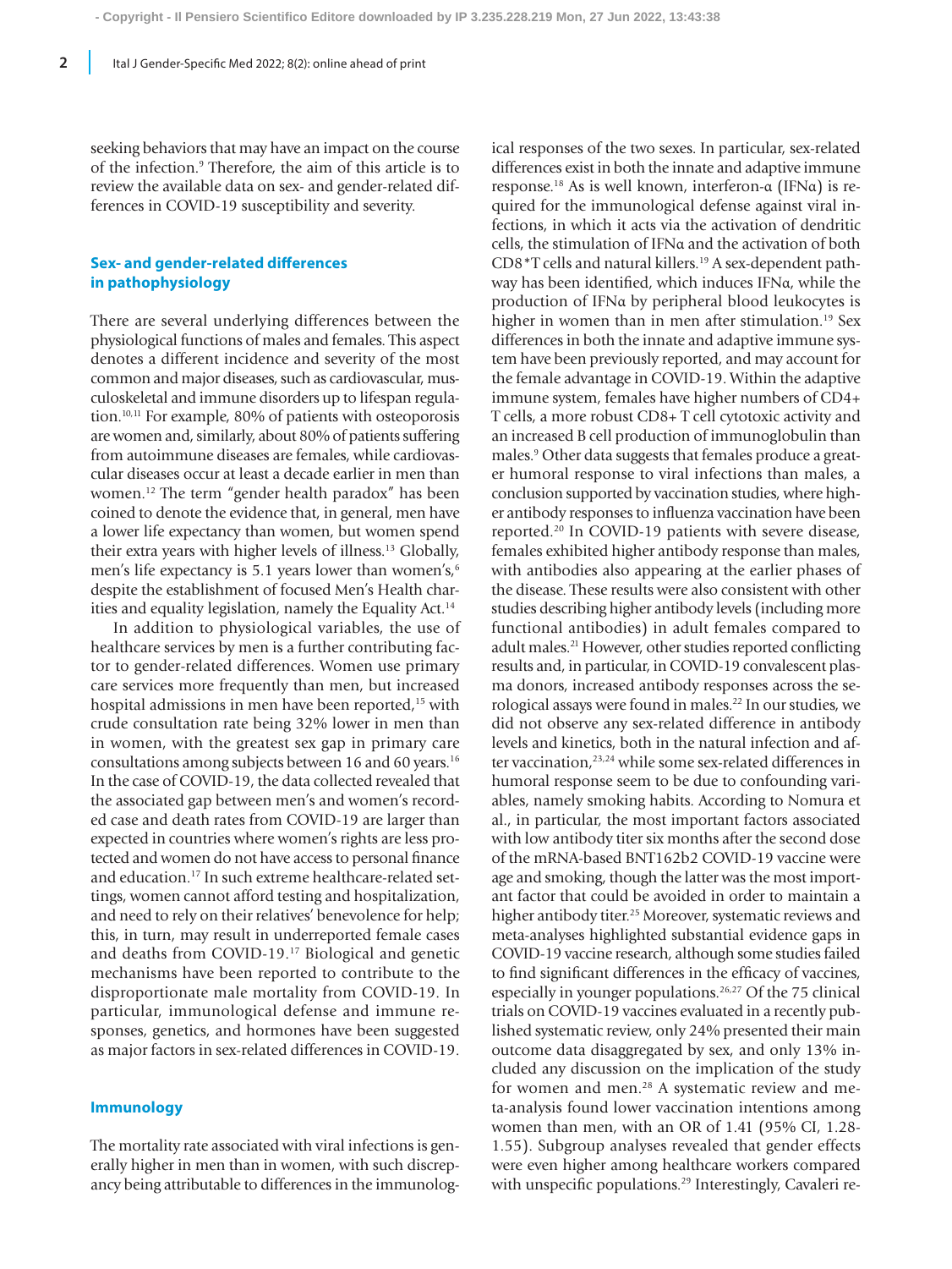seeking behaviors that may have an impact on the course of the infection.[9] Therefore, the aim of this article is to review the available data on sex- and gender-related differences in COVID-19 susceptibility and severity.

## Sex- and gender-related differences in pathophysiology

There are several underlying differences between the physiological functions of males and females. This aspect denotes a different incidence and severity of the most common and major diseases, such as cardiovascular, musculoskeletal and immune disorders up to lifespan regulation.[10,11] For example, 80% of patients with osteoporosis are women and, similarly, about 80% of patients suffering from autoimmune diseases are females, while cardiovascular diseases occur at least a decade earlier in men than women.[12] The term "gender health paradox" has been coined to denote the evidence that, in general, men have a lower life expectancy than women, but women spend their extra years with higher levels of illness.[13] Globally, men's life expectancy is 5.1 years lower than women's,[6] despite the establishment of focused Men's Health charities and equality legislation, namely the Equality Act.[14]

In addition to physiological variables, the use of healthcare services by men is a further contributing factor to gender-related differences. Women use primary care services more frequently than men, but increased hospital admissions in men have been reported,[15] with crude consultation rate being 32% lower in men than in women, with the greatest sex gap in primary care consultations among subjects between 16 and 60 years.[16] In the case of COVID-19, the data collected revealed that the associated gap between men's and women's recorded case and death rates from COVID-19 are larger than expected in countries where women's rights are less protected and women do not have access to personal finance and education.[17] In such extreme healthcare-related settings, women cannot afford testing and hospitalization, and need to rely on their relatives' benevolence for help; this, in turn, may result in underreported female cases and deaths from COVID-19.[17] Biological and genetic mechanisms have been reported to contribute to the disproportionate male mortality from COVID-19. In particular, immunological defense and immune responses, genetics, and hormones have been suggested as major factors in sex-related differences in COVID-19.

### Immunology

The mortality rate associated with viral infections is generally higher in men than in women, with such discrepancy being attributable to differences in the immunological responses of the two sexes. In particular, sex-related differences exist in both the innate and adaptive immune response.[18] As is well known, interferon-α (IFNα) is required for the immunological defense against viral infections, in which it acts via the activation of dendritic cells, the stimulation of IFNα and the activation of both CD8+T cells and natural killers.[19] A sex-dependent pathway has been identified, which induces IFNα, while the production of IFNα by peripheral blood leukocytes is higher in women than in men after stimulation.[19] Sex differences in both the innate and adaptive immune system have been previously reported, and may account for the female advantage in COVID-19. Within the adaptive immune system, females have higher numbers of CD4+ T cells, a more robust CD8+ T cell cytotoxic activity and an increased B cell production of immunoglobulin than males.[9] Other data suggests that females produce a greater humoral response to viral infections than males, a conclusion supported by vaccination studies, where higher antibody responses to influenza vaccination have been reported.[20] In COVID-19 patients with severe disease, females exhibited higher antibody response than males, with antibodies also appearing at the earlier phases of the disease. These results were also consistent with other studies describing higher antibody levels (including more functional antibodies) in adult females compared to adult males.[21] However, other studies reported conflicting results and, in particular, in COVID-19 convalescent plasma donors, increased antibody responses across the serological assays were found in males.[22] In our studies, we did not observe any sex-related difference in antibody levels and kinetics, both in the natural infection and after vaccination,[23,24] while some sex-related differences in humoral response seem to be due to confounding variables, namely smoking habits. According to Nomura et al., in particular, the most important factors associated with low antibody titer six months after the second dose of the mRNA-based BNT162b2 COVID-19 vaccine were age and smoking, though the latter was the most important factor that could be avoided in order to maintain a higher antibody titer.[25] Moreover, systematic reviews and meta-analyses highlighted substantial evidence gaps in COVID-19 vaccine research, although some studies failed to find significant differences in the efficacy of vaccines, especially in younger populations.[26,27] Of the 75 clinical trials on COVID-19 vaccines evaluated in a recently published systematic review, only 24% presented their main outcome data disaggregated by sex, and only 13% included any discussion on the implication of the study for women and men.[28] A systematic review and meta-analysis found lower vaccination intentions among women than men, with an OR of 1.41 (95% CI, 1.28-1.55). Subgroup analyses revealed that gender effects were even higher among healthcare workers compared with unspecific populations.[29] Interestingly, Cavaleri re-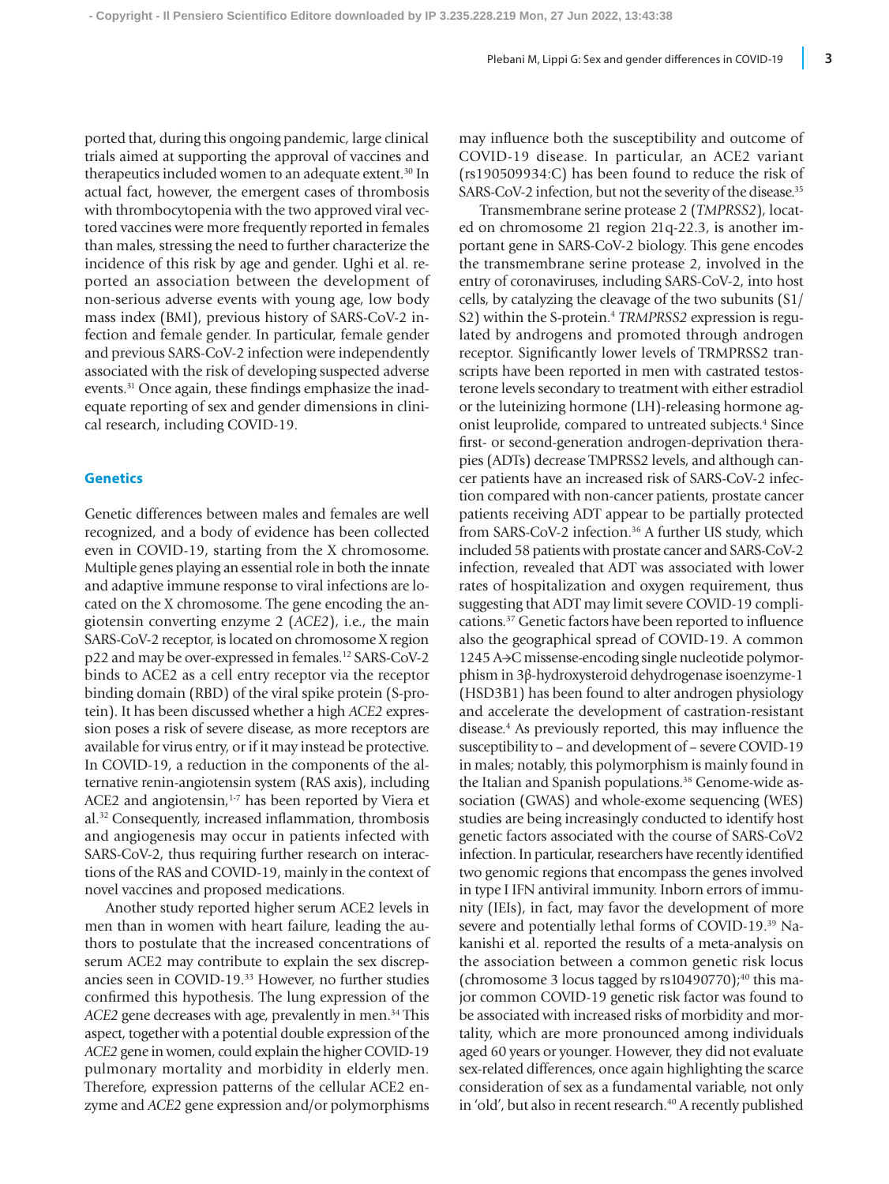ported that, during this ongoing pandemic, large clinical trials aimed at supporting the approval of vaccines and therapeutics included women to an adequate extent.[30] In actual fact, however, the emergent cases of thrombosis with thrombocytopenia with the two approved viral vectored vaccines were more frequently reported in females than males, stressing the need to further characterize the incidence of this risk by age and gender. Ughi et al. reported an association between the development of non-serious adverse events with young age, low body mass index (BMI), previous history of SARS-CoV-2 infection and female gender. In particular, female gender and previous SARS-CoV-2 infection were independently associated with the risk of developing suspected adverse events.[31] Once again, these findings emphasize the inadequate reporting of sex and gender dimensions in clinical research, including COVID-19.

## Genetics

Genetic differences between males and females are well recognized, and a body of evidence has been collected even in COVID-19, starting from the X chromosome. Multiple genes playing an essential role in both the innate and adaptive immune response to viral infections are located on the X chromosome. The gene encoding the angiotensin converting enzyme 2 (*ACE2*), i.e., the main SARS-CoV-2 receptor, is located on chromosome X region p22 and may be over-expressed in females.[12] SARS-CoV-2 binds to ACE2 as a cell entry receptor via the receptor binding domain (RBD) of the viral spike protein (S-protein). It has been discussed whether a high *ACE2* expression poses a risk of severe disease, as more receptors are available for virus entry, or if it may instead be protective. In COVID-19, a reduction in the components of the alternative renin-angiotensin system (RAS axis), including ACE2 and angiotensin,[1-7] has been reported by Viera et al.[32] Consequently, increased inflammation, thrombosis and angiogenesis may occur in patients infected with SARS-CoV-2, thus requiring further research on interactions of the RAS and COVID-19, mainly in the context of novel vaccines and proposed medications.

Another study reported higher serum ACE2 levels in men than in women with heart failure, leading the authors to postulate that the increased concentrations of serum ACE2 may contribute to explain the sex discrepancies seen in COVID-19.[33] However, no further studies confirmed this hypothesis. The lung expression of the *ACE2* gene decreases with age, prevalently in men.[34] This aspect, together with a potential double expression of the *ACE2* gene in women, could explain the higher COVID-19 pulmonary mortality and morbidity in elderly men. Therefore, expression patterns of the cellular ACE2 enzyme and *ACE2* gene expression and/or polymorphisms may influence both the susceptibility and outcome of COVID-19 disease. In particular, an ACE2 variant (rs190509934:C) has been found to reduce the risk of SARS-CoV-2 infection, but not the severity of the disease.[35]

Transmembrane serine protease 2 (*TMPRSS2*), located on chromosome 21 region 21q-22.3, is another important gene in SARS-CoV-2 biology. This gene encodes the transmembrane serine protease 2, involved in the entry of coronaviruses, including SARS-CoV-2, into host cells, by catalyzing the cleavage of the two subunits (S1/S2) within the S-protein.[4] *TRMPRSS2* expression is regulated by androgens and promoted through androgen receptor. Significantly lower levels of TRMPRSS2 transcripts have been reported in men with castrated testosterone levels secondary to treatment with either estradiol or the luteinizing hormone (LH)-releasing hormone agonist leuprolide, compared to untreated subjects.[4] Since first- or second-generation androgen-deprivation therapies (ADTs) decrease TMPRSS2 levels, and although cancer patients have an increased risk of SARS-CoV-2 infection compared with non-cancer patients, prostate cancer patients receiving ADT appear to be partially protected from SARS-CoV-2 infection.[36] A further US study, which included 58 patients with prostate cancer and SARS-CoV-2 infection, revealed that ADT was associated with lower rates of hospitalization and oxygen requirement, thus suggesting that ADT may limit severe COVID-19 complications.[37] Genetic factors have been reported to influence also the geographical spread of COVID-19. A common 1245 A→C missense-encoding single nucleotide polymorphism in 3β-hydroxysteroid dehydrogenase isoenzyme-1 (HSD3B1) has been found to alter androgen physiology and accelerate the development of castration-resistant disease.[4] As previously reported, this may influence the susceptibility to – and development of – severe COVID-19 in males; notably, this polymorphism is mainly found in the Italian and Spanish populations.[38] Genome-wide association (GWAS) and whole-exome sequencing (WES) studies are being increasingly conducted to identify host genetic factors associated with the course of SARS-CoV2 infection. In particular, researchers have recently identified two genomic regions that encompass the genes involved in type I IFN antiviral immunity. Inborn errors of immunity (IEIs), in fact, may favor the development of more severe and potentially lethal forms of COVID-19.[39] Nakanishi et al. reported the results of a meta-analysis on the association between a common genetic risk locus (chromosome 3 locus tagged by rs10490770);[40] this major common COVID-19 genetic risk factor was found to be associated with increased risks of morbidity and mortality, which are more pronounced among individuals aged 60 years or younger. However, they did not evaluate sex-related differences, once again highlighting the scarce consideration of sex as a fundamental variable, not only in 'old', but also in recent research.[40] A recently published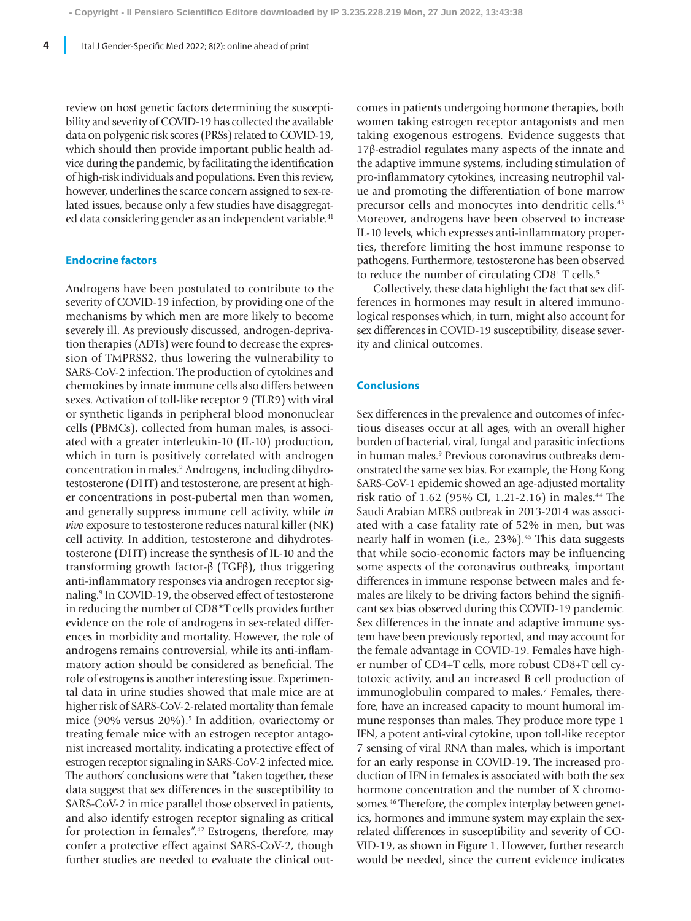review on host genetic factors determining the susceptibility and severity of COVID-19 has collected the available data on polygenic risk scores (PRSs) related to COVID-19, which should then provide important public health advice during the pandemic, by facilitating the identification of high-risk individuals and populations. Even this review, however, underlines the scarce concern assigned to sex-related issues, because only a few studies have disaggregated data considering gender as an independent variable.[41]

## Endocrine factors

Androgens have been postulated to contribute to the severity of COVID-19 infection, by providing one of the mechanisms by which men are more likely to become severely ill. As previously discussed, androgen-deprivation therapies (ADTs) were found to decrease the expression of TMPRSS2, thus lowering the vulnerability to SARS-CoV-2 infection. The production of cytokines and chemokines by innate immune cells also differs between sexes. Activation of toll-like receptor 9 (TLR9) with viral or synthetic ligands in peripheral blood mononuclear cells (PBMCs), collected from human males, is associated with a greater interleukin-10 (IL-10) production, which in turn is positively correlated with androgen concentration in males.[9] Androgens, including dihydrotestosterone (DHT) and testosterone, are present at higher concentrations in post-pubertal men than women, and generally suppress immune cell activity, while *in vivo* exposure to testosterone reduces natural killer (NK) cell activity. In addition, testosterone and dihydrotestosterone (DHT) increase the synthesis of IL-10 and the transforming growth factor-β (TGFβ), thus triggering anti-inflammatory responses via androgen receptor signaling.[9] In COVID-19, the observed effect of testosterone in reducing the number of CD8$^+$T cells provides further evidence on the role of androgens in sex-related differences in morbidity and mortality. However, the role of androgens remains controversial, while its anti-inflammatory action should be considered as beneficial. The role of estrogens is another interesting issue. Experimental data in urine studies showed that male mice are at higher risk of SARS-CoV-2-related mortality than female mice (90% versus 20%).[5] In addition, ovariectomy or treating female mice with an estrogen receptor antagonist increased mortality, indicating a protective effect of estrogen receptor signaling in SARS-CoV-2 infected mice. The authors' conclusions were that "taken together, these data suggest that sex differences in the susceptibility to SARS-CoV-2 in mice parallel those observed in patients, and also identify estrogen receptor signaling as critical for protection in females".[42] Estrogens, therefore, may confer a protective effect against SARS-CoV-2, though further studies are needed to evaluate the clinical outcomes in patients undergoing hormone therapies, both women taking estrogen receptor antagonists and men taking exogenous estrogens. Evidence suggests that 17β-estradiol regulates many aspects of the innate and the adaptive immune systems, including stimulation of pro-inflammatory cytokines, increasing neutrophil value and promoting the differentiation of bone marrow precursor cells and monocytes into dendritic cells.[43] Moreover, androgens have been observed to increase IL-10 levels, which expresses anti-inflammatory properties, therefore limiting the host immune response to pathogens. Furthermore, testosterone has been observed to reduce the number of circulating CD8$^+$ T cells.[5]

Collectively, these data highlight the fact that sex differences in hormones may result in altered immunological responses which, in turn, might also account for sex differences in COVID-19 susceptibility, disease severity and clinical outcomes.

## Conclusions

Sex differences in the prevalence and outcomes of infectious diseases occur at all ages, with an overall higher burden of bacterial, viral, fungal and parasitic infections in human males.[9] Previous coronavirus outbreaks demonstrated the same sex bias. For example, the Hong Kong SARS-CoV-1 epidemic showed an age-adjusted mortality risk ratio of 1.62 (95% CI, 1.21-2.16) in males.[44] The Saudi Arabian MERS outbreak in 2013-2014 was associated with a case fatality rate of 52% in men, but was nearly half in women (i.e., 23%).[45] This data suggests that while socio-economic factors may be influencing some aspects of the coronavirus outbreaks, important differences in immune response between males and females are likely to be driving factors behind the significant sex bias observed during this COVID-19 pandemic. Sex differences in the innate and adaptive immune system have been previously reported, and may account for the female advantage in COVID-19. Females have higher number of CD4+T cells, more robust CD8+T cell cytotoxic activity, and an increased B cell production of immunoglobulin compared to males.[7] Females, therefore, have an increased capacity to mount humoral immune responses than males. They produce more type 1 IFN, a potent anti-viral cytokine, upon toll-like receptor 7 sensing of viral RNA than males, which is important for an early response in COVID-19. The increased production of IFN in females is associated with both the sex hormone concentration and the number of X chromosomes.[46] Therefore, the complex interplay between genetics, hormones and immune system may explain the sex-related differences in susceptibility and severity of COVID-19, as shown in Figure 1. However, further research would be needed, since the current evidence indicates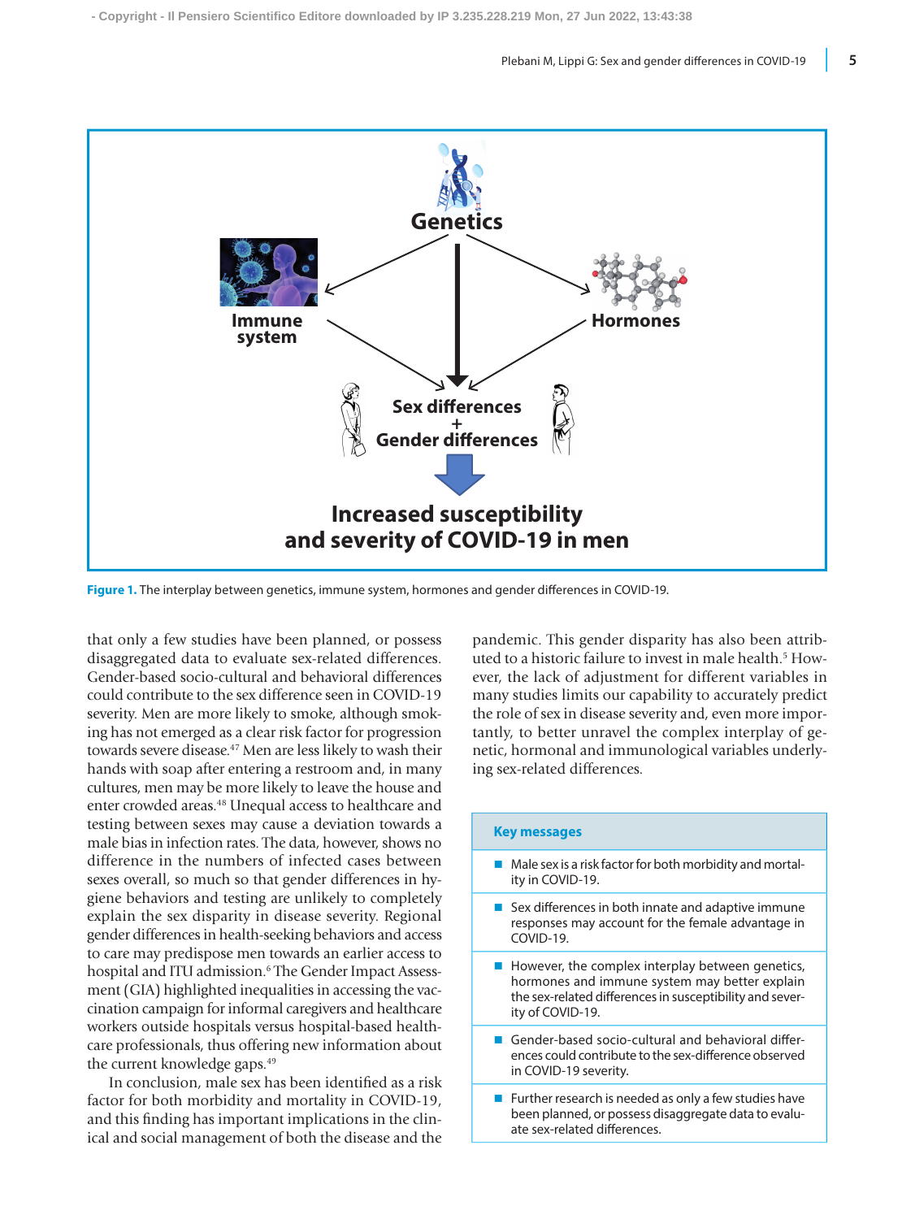Figure 1. The interplay between genetics, immune system, hormones and gender differences in COVID-19.

that only a few studies have been planned, or possess disaggregated data to evaluate sex-related differences. Gender-based socio-cultural and behavioral differences could contribute to the sex difference seen in COVID-19 severity. Men are more likely to smoke, although smoking has not emerged as a clear risk factor for progression towards severe disease.[47] Men are less likely to wash their hands with soap after entering a restroom and, in many cultures, men may be more likely to leave the house and enter crowded areas.[48] Unequal access to healthcare and testing between sexes may cause a deviation towards a male bias in infection rates. The data, however, shows no difference in the numbers of infected cases between sexes overall, so much so that gender differences in hygiene behaviors and testing are unlikely to completely explain the sex disparity in disease severity. Regional gender differences in health-seeking behaviors and access to care may predispose men towards an earlier access to hospital and ITU admission.[6] The Gender Impact Assessment (GIA) highlighted inequalities in accessing the vaccination campaign for informal caregivers and healthcare workers outside hospitals versus hospital-based healthcare professionals, thus offering new information about the current knowledge gaps.[49]

In conclusion, male sex has been identified as a risk factor for both morbidity and mortality in COVID-19, and this finding has important implications in the clinical and social management of both the disease and the pandemic. This gender disparity has also been attributed to a historic failure to invest in male health.[5] However, the lack of adjustment for different variables in many studies limits our capability to accurately predict the role of sex in disease severity and, even more importantly, to better unravel the complex interplay of genetic, hormonal and immunological variables underlying sex-related differences.

| Key messages |
|---|
| Male sex is a risk factor for both morbidity and mortality in COVID-19. |
| Sex differences in both innate and adaptive immune responses may account for the female advantage in COVID-19. |
| However, the complex interplay between genetics, hormones and immune system may better explain the sex-related differences in susceptibility and severity of COVID-19. |
| Gender-based socio-cultural and behavioral differences could contribute to the sex-difference observed in COVID-19 severity. |
| Further research is needed as only a few studies have been planned, or possess disaggregate data to evaluate sex-related differences. |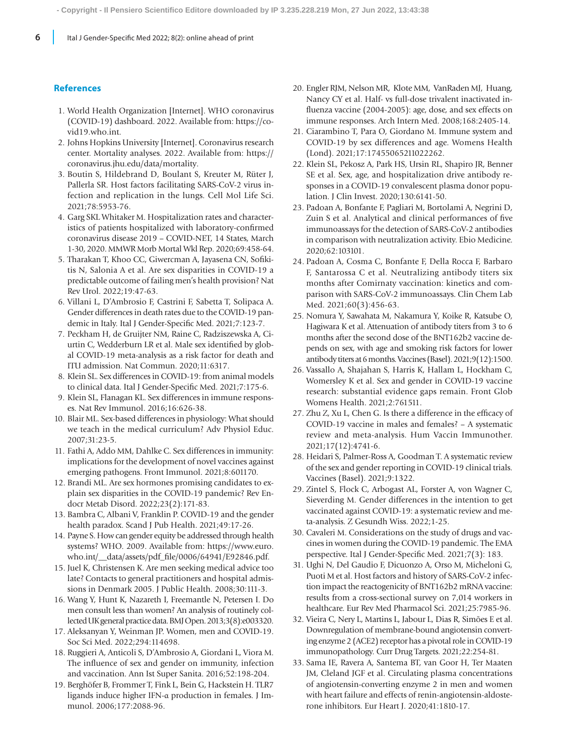## References

1. World Health Organization [Internet]. WHO coronavirus (COVID-19) dashboard. 2022. Available from: https://covid19.who.int.
2. Johns Hopkins University [Internet]. Coronavirus research center. Mortality analyses. 2022. Available from: https://coronavirus.jhu.edu/data/mortality.
3. Boutin S, Hildebrand D, Boulant S, Kreuter M, Rüter J, Pallerla SR. Host factors facilitating SARS-CoV-2 virus infection and replication in the lungs. Cell Mol Life Sci. 2021;78:5953-76.
4. Garg SKL Whitaker M. Hospitalization rates and characteristics of patients hospitalized with laboratory-confirmed coronavirus disease 2019 – COVID-NET, 14 States, March 1-30, 2020. MMWR Morb Mortal Wkl Rep. 2020;69:458-64.
5. Tharakan T, Khoo CC, Giwercman A, Jayasena CN, Sofikitis N, Salonia A et al. Are sex disparities in COVID-19 a predictable outcome of failing men's health provision? Nat Rev Urol. 2022;19:47-63.
6. Villani L, D'Ambrosio F, Castrini F, Sabetta T, Solipaca A. Gender differences in death rates due to the COVID-19 pandemic in Italy. Ital J Gender-Specific Med. 2021;7:123-7.
7. Peckham H, de Gruijter NM, Raine C, Radziszewska A, Ciurtin C, Wedderburn LR et al. Male sex identified by global COVID-19 meta-analysis as a risk factor for death and ITU admission. Nat Commun. 2020;11:6317.
8. Klein SL. Sex differences in COVID-19: from animal models to clinical data. Ital J Gender-Specific Med. 2021;7:175-6.
9. Klein SL, Flanagan KL. Sex differences in immune responses. Nat Rev Immunol. 2016;16:626-38.
10. Blair ML. Sex-based differences in physiology: What should we teach in the medical curriculum? Adv Physiol Educ. 2007;31:23-5.
11. Fathi A, Addo MM, Dahlke C. Sex differences in immunity: implications for the development of novel vaccines against emerging pathogens. Front Immunol. 2021;8:601170.
12. Brandi ML. Are sex hormones promising candidates to explain sex disparities in the COVID-19 pandemic? Rev Endocr Metab Disord. 2022;23(2):171-83.
13. Bambra C, Albani V, Franklin P. COVID-19 and the gender health paradox. Scand J Pub Health. 2021;49:17-26.
14. Payne S. How can gender equity be addressed through health systems? WHO. 2009. Available from: https://www.euro.who.int/__data/assets/pdf_file/0006/64941/E92846.pdf.
15. Juel K, Christensen K. Are men seeking medical advice too late? Contacts to general practitioners and hospital admissions in Denmark 2005. J Public Health. 2008;30:111-3.
16. Wang Y, Hunt K, Nazareth I, Freemantle N, Petersen I. Do men consult less than women? An analysis of routinely collected UK general practice data. BMJ Open. 2013;3(8):e003320.
17. Aleksanyan Y, Weinman JP. Women, men and COVID-19. Soc Sci Med. 2022;294:114698.
18. Ruggieri A, Anticoli S, D'Ambrosio A, Giordani L, Viora M. The influence of sex and gender on immunity, infection and vaccination. Ann Ist Super Sanita. 2016;52:198-204.
19. Berghöfer B, Frommer T, Fink L, Bein G, Hackstein H. TLR7 ligands induce higher IFN-α production in females. J Immunol. 2006;177:2088-96.
20. Engler RJM, Nelson MR, Klote MM, VanRaden MJ, Huang, Nancy CY et al. Half- vs full-dose trivalent inactivated influenza vaccine (2004-2005): age, dose, and sex effects on immune responses. Arch Intern Med. 2008;168:2405-14.
21. Ciarambino T, Para O, Giordano M. Immune system and COVID-19 by sex differences and age. Womens Health (Lond). 2021;17:17455065211022262.
22. Klein SL, Pekosz A, Park HS, Ursin RL, Shapiro JR, Benner SE et al. Sex, age, and hospitalization drive antibody responses in a COVID-19 convalescent plasma donor population. J Clin Invest. 2020;130:6141-50.
23. Padoan A, Bonfante F, Pagliari M, Bortolami A, Negrini D, Zuin S et al. Analytical and clinical performances of five immunoassays for the detection of SARS-CoV-2 antibodies in comparison with neutralization activity. Ebio Medicine. 2020;62:103101.
24. Padoan A, Cosma C, Bonfante F, Della Rocca F, Barbaro F, Santarossa C et al. Neutralizing antibody titers six months after Comirnaty vaccination: kinetics and comparison with SARS-CoV-2 immunoassays. Clin Chem Lab Med. 2021;60(3):456-63.
25. Nomura Y, Sawahata M, Nakamura Y, Koike R, Katsube O, Hagiwara K et al. Attenuation of antibody titers from 3 to 6 months after the second dose of the BNT162b2 vaccine depends on sex, with age and smoking risk factors for lower antibody titers at 6 months. Vaccines (Basel). 2021;9(12):1500.
26. Vassallo A, Shajahan S, Harris K, Hallam L, Hockham C, Womersley K et al. Sex and gender in COVID-19 vaccine research: substantial evidence gaps remain. Front Glob Womens Health. 2021;2:761511.
27. Zhu Z, Xu L, Chen G. Is there a difference in the efficacy of COVID-19 vaccine in males and females? – A systematic review and meta-analysis. Hum Vaccin Immunother. 2021;17(12):4741-6.
28. Heidari S, Palmer-Ross A, Goodman T. A systematic review of the sex and gender reporting in COVID-19 clinical trials. Vaccines (Basel). 2021;9:1322.
29. Zintel S, Flock C, Arbogast AL, Forster A, von Wagner C, Sieverding M. Gender differences in the intention to get vaccinated against COVID-19: a systematic review and meta-analysis. Z Gesundh Wiss. 2022;1-25.
30. Cavaleri M. Considerations on the study of drugs and vaccines in women during the COVID-19 pandemic. The EMA perspective. Ital J Gender-Specific Med. 2021;7(3): 183.
31. Ughi N, Del Gaudio F, Dicuonzo A, Orso M, Micheloni G, Puoti M et al. Host factors and history of SARS-CoV-2 infection impact the reactogenicity of BNT162b2 mRNA vaccine: results from a cross-sectional survey on 7,014 workers in healthcare. Eur Rev Med Pharmacol Sci. 2021;25:7985-96.
32. Vieira C, Nery L, Martins L, Jabour L, Dias R, Simões E et al. Downregulation of membrane-bound angiotensin converting enzyme 2 (ACE2) receptor has a pivotal role in COVID-19 immunopathology. Curr Drug Targets. 2021;22:254-81.
33. Sama IE, Ravera A, Santema BT, van Goor H, Ter Maaten JM, Cleland JGF et al. Circulating plasma concentrations of angiotensin-converting enzyme 2 in men and women with heart failure and effects of renin-angiotensin-aldosterone inhibitors. Eur Heart J. 2020;41:1810-17.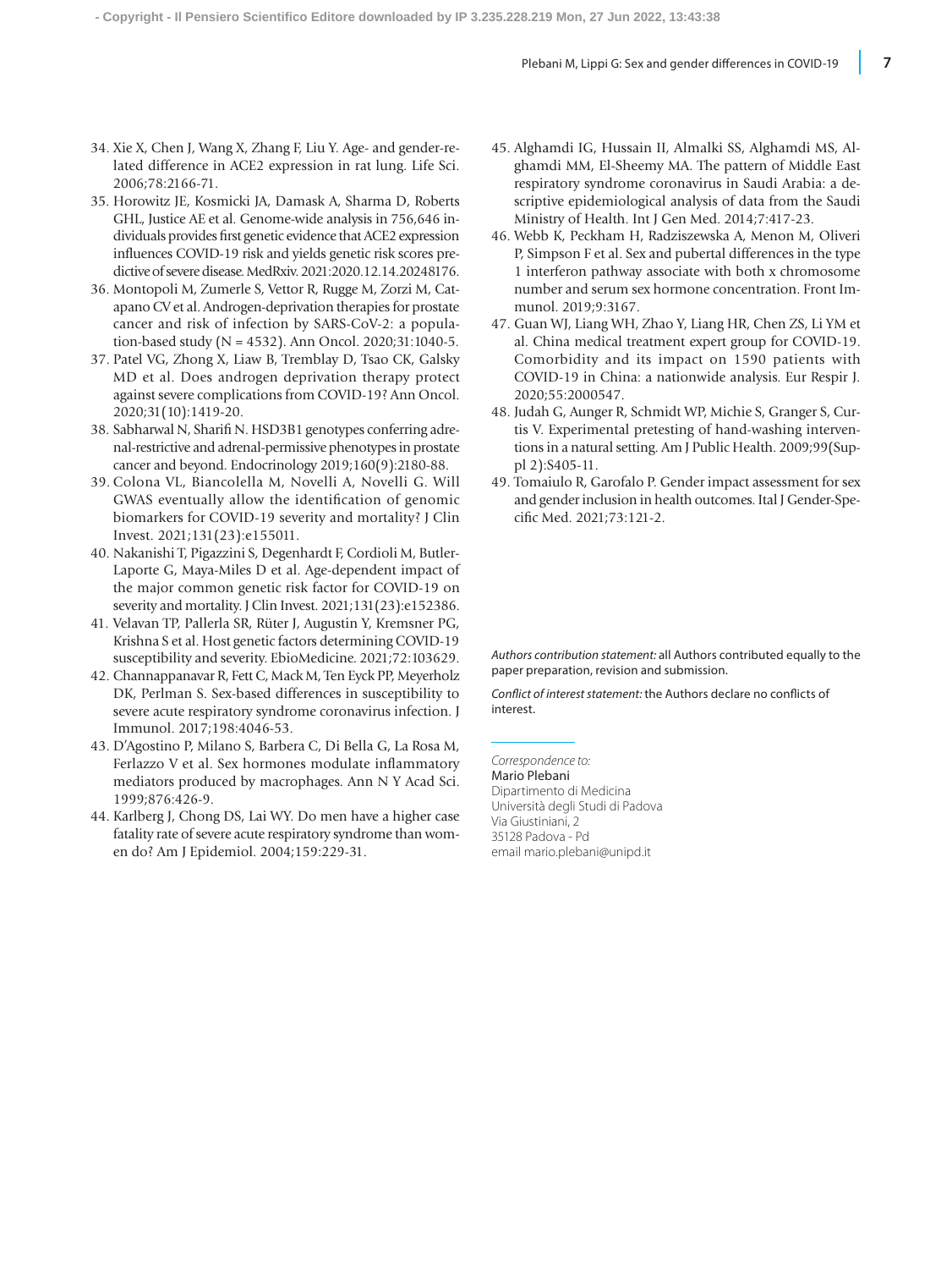34. Xie X, Chen J, Wang X, Zhang F, Liu Y. Age- and gender-related difference in ACE2 expression in rat lung. Life Sci. 2006;78:2166-71.
35. Horowitz JE, Kosmicki JA, Damask A, Sharma D, Roberts GHL, Justice AE et al. Genome-wide analysis in 756,646 individuals provides first genetic evidence that ACE2 expression influences COVID-19 risk and yields genetic risk scores predictive of severe disease. MedRxiv. 2021:2020.12.14.20248176.
36. Montopoli M, Zumerle S, Vettor R, Rugge M, Zorzi M, Catapano CV et al. Androgen-deprivation therapies for prostate cancer and risk of infection by SARS-CoV-2: a population-based study (N = 4532). Ann Oncol. 2020;31:1040-5.
37. Patel VG, Zhong X, Liaw B, Tremblay D, Tsao CK, Galsky MD et al. Does androgen deprivation therapy protect against severe complications from COVID-19? Ann Oncol. 2020;31(10):1419-20.
38. Sabharwal N, Sharifi N. HSD3B1 genotypes conferring adrenal-restrictive and adrenal-permissive phenotypes in prostate cancer and beyond. Endocrinology 2019;160(9):2180-88.
39. Colona VL, Biancolella M, Novelli A, Novelli G. Will GWAS eventually allow the identification of genomic biomarkers for COVID-19 severity and mortality? J Clin Invest. 2021;131(23):e155011.
40. Nakanishi T, Pigazzini S, Degenhardt F, Cordioli M, Butler-Laporte G, Maya-Miles D et al. Age-dependent impact of the major common genetic risk factor for COVID-19 on severity and mortality. J Clin Invest. 2021;131(23):e152386.
41. Velavan TP, Pallerla SR, Rüter J, Augustin Y, Kremsner PG, Krishna S et al. Host genetic factors determining COVID-19 susceptibility and severity. EbioMedicine. 2021;72:103629.
42. Channappanavar R, Fett C, Mack M, Ten Eyck PP, Meyerholz DK, Perlman S. Sex-based differences in susceptibility to severe acute respiratory syndrome coronavirus infection. J Immunol. 2017;198:4046-53.
43. D'Agostino P, Milano S, Barbera C, Di Bella G, La Rosa M, Ferlazzo V et al. Sex hormones modulate inflammatory mediators produced by macrophages. Ann N Y Acad Sci. 1999;876:426-9.
44. Karlberg J, Chong DS, Lai WY. Do men have a higher case fatality rate of severe acute respiratory syndrome than women do? Am J Epidemiol. 2004;159:229-31.
45. Alghamdi IG, Hussain II, Almalki SS, Alghamdi MS, Alghamdi MM, El-Sheemy MA. The pattern of Middle East respiratory syndrome coronavirus in Saudi Arabia: a descriptive epidemiological analysis of data from the Saudi Ministry of Health. Int J Gen Med. 2014;7:417-23.
46. Webb K, Peckham H, Radziszewska A, Menon M, Oliveri P, Simpson F et al. Sex and pubertal differences in the type 1 interferon pathway associate with both x chromosome number and serum sex hormone concentration. Front Immunol. 2019;9:3167.
47. Guan WJ, Liang WH, Zhao Y, Liang HR, Chen ZS, Li YM et al. China medical treatment expert group for COVID-19. Comorbidity and its impact on 1590 patients with COVID-19 in China: a nationwide analysis. Eur Respir J. 2020;55:2000547.
48. Judah G, Aunger R, Schmidt WP, Michie S, Granger S, Curtis V. Experimental pretesting of hand-washing interventions in a natural setting. Am J Public Health. 2009;99(Suppl 2):S405-11.
49. Tomaiulo R, Garofalo P. Gender impact assessment for sex and gender inclusion in health outcomes. Ital J Gender-Specific Med. 2021;73:121-2.

*Authors contribution statement:* all Authors contributed equally to the paper preparation, revision and submission.

*Conflict of interest statement:* the Authors declare no conflicts of interest.

*Correspondence to:*
Mario Plebani
Dipartimento di Medicina
Università degli Studi di Padova
Via Giustiniani, 2
35128 Padova - Pd
email mario.plebani@unipd.it